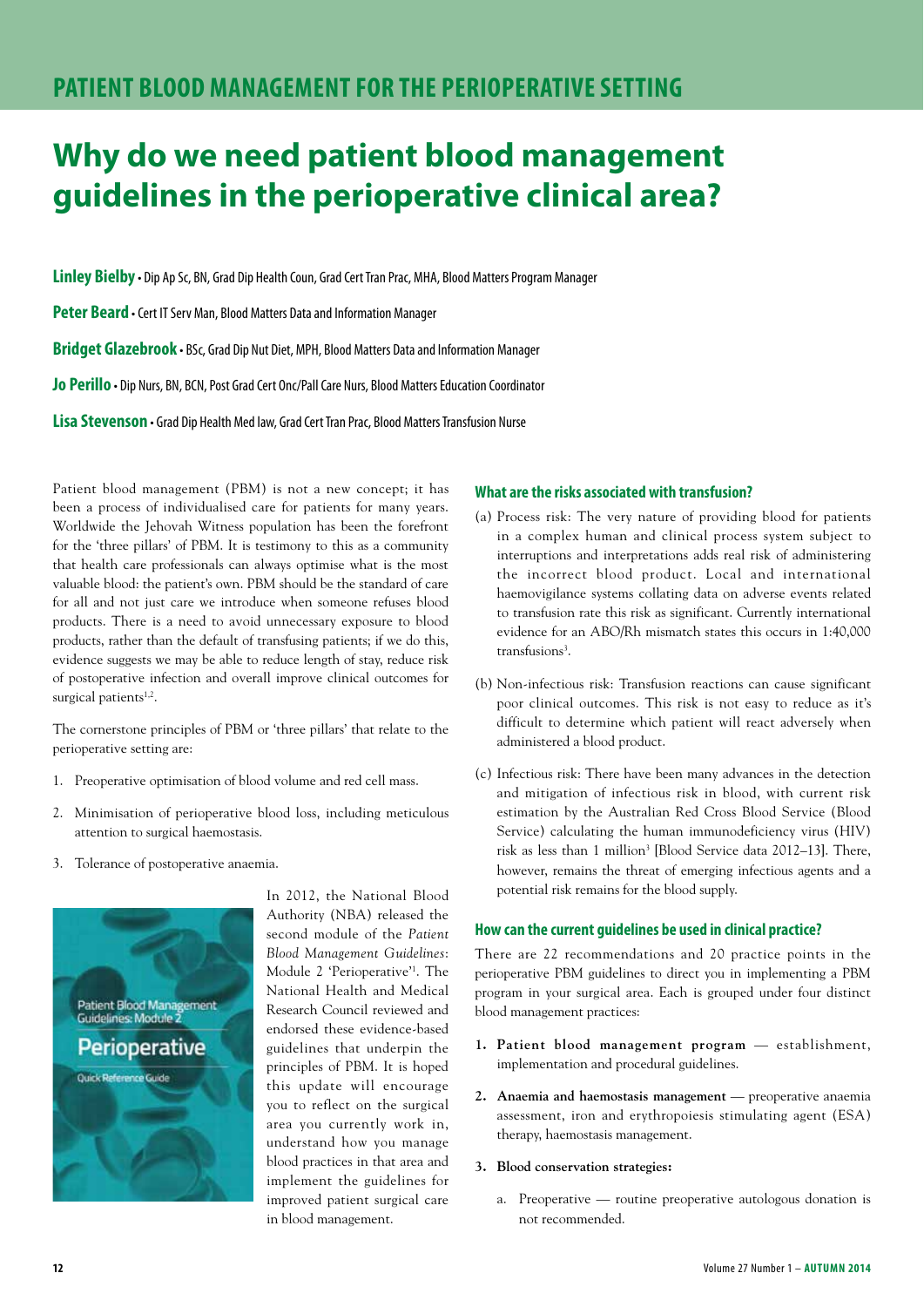# PATIENT BLOOD MANAGEMENT FOR THE PERIOPERATIVE SETTING

# Why do we need patient blood management guidelines in the perioperative clinical area?

**Linley Bielby** • Dip Ap Sc, BN, Grad Dip Health Coun, Grad Cert Tran Prac, MHA, Blood Matters Program Manager

**Peter Beard** • Cert IT Serv Man, Blood Matters Data and Information Manager

**Bridget Glazebrook** • BSc, Grad Dip Nut Diet, MPH, Blood Matters Data and Information Manager

**Jo Perillo** • Dip Nurs, BN, BCN, Post Grad Cert Onc/Pall Care Nurs, Blood Matters Education Coordinator

**Lisa Stevenson** • Grad Dip Health Med law, Grad Cert Tran Prac, Blood Matters Transfusion Nurse

Patient blood management (PBM) is not a new concept; it has been a process of individualised care for patients for many years. Worldwide the Jehovah Witness population has been the forefront for the 'three pillars' of PBM. It is testimony to this as a community that health care professionals can always optimise what is the most valuable blood: the patient's own. PBM should be the standard of care for all and not just care we introduce when someone refuses blood products. There is a need to avoid unnecessary exposure to blood products, rather than the default of transfusing patients; if we do this, evidence suggests we may be able to reduce length of stay, reduce risk of postoperative infection and overall improve clinical outcomes for surgical patients[1,2].

The cornerstone principles of PBM or 'three pillars' that relate to the perioperative setting are:

1. Preoperative optimisation of blood volume and red cell mass.
2. Minimisation of perioperative blood loss, including meticulous attention to surgical haemostasis.
3. Tolerance of postoperative anaemia.

Patient Blood Management Guidelines: Module 2 Perioperative Quick Reference Guide

In 2012, the National Blood Authority (NBA) released the second module of the *Patient Blood Management Guidelines*: Module 2 'Perioperative'[1]. The National Health and Medical Research Council reviewed and endorsed these evidence-based guidelines that underpin the principles of PBM. It is hoped this update will encourage you to reflect on the surgical area you currently work in, understand how you manage blood practices in that area and implement the guidelines for improved patient surgical care in blood management.

## What are the risks associated with transfusion?

(a) Process risk: The very nature of providing blood for patients in a complex human and clinical process system subject to interruptions and interpretations adds real risk of administering the incorrect blood product. Local and international haemovigilance systems collating data on adverse events related to transfusion rate this risk as significant. Currently international evidence for an ABO/Rh mismatch states this occurs in 1:40,000 transfusions[3].

(b) Non-infectious risk: Transfusion reactions can cause significant poor clinical outcomes. This risk is not easy to reduce as it's difficult to determine which patient will react adversely when administered a blood product.

(c) Infectious risk: There have been many advances in the detection and mitigation of infectious risk in blood, with current risk estimation by the Australian Red Cross Blood Service (Blood Service) calculating the human immunodeficiency virus (HIV) risk as less than 1 million[3] [Blood Service data 2012–13]. There, however, remains the threat of emerging infectious agents and a potential risk remains for the blood supply.

## How can the current guidelines be used in clinical practice?

There are 22 recommendations and 20 practice points in the perioperative PBM guidelines to direct you in implementing a PBM program in your surgical area. Each is grouped under four distinct blood management practices:

1. **Patient blood management program** — establishment, implementation and procedural guidelines.
2. **Anaemia and haemostasis management** — preoperative anaemia assessment, iron and erythropoiesis stimulating agent (ESA) therapy, haemostasis management.
3. **Blood conservation strategies:**
   a. Preoperative — routine preoperative autologous donation is not recommended.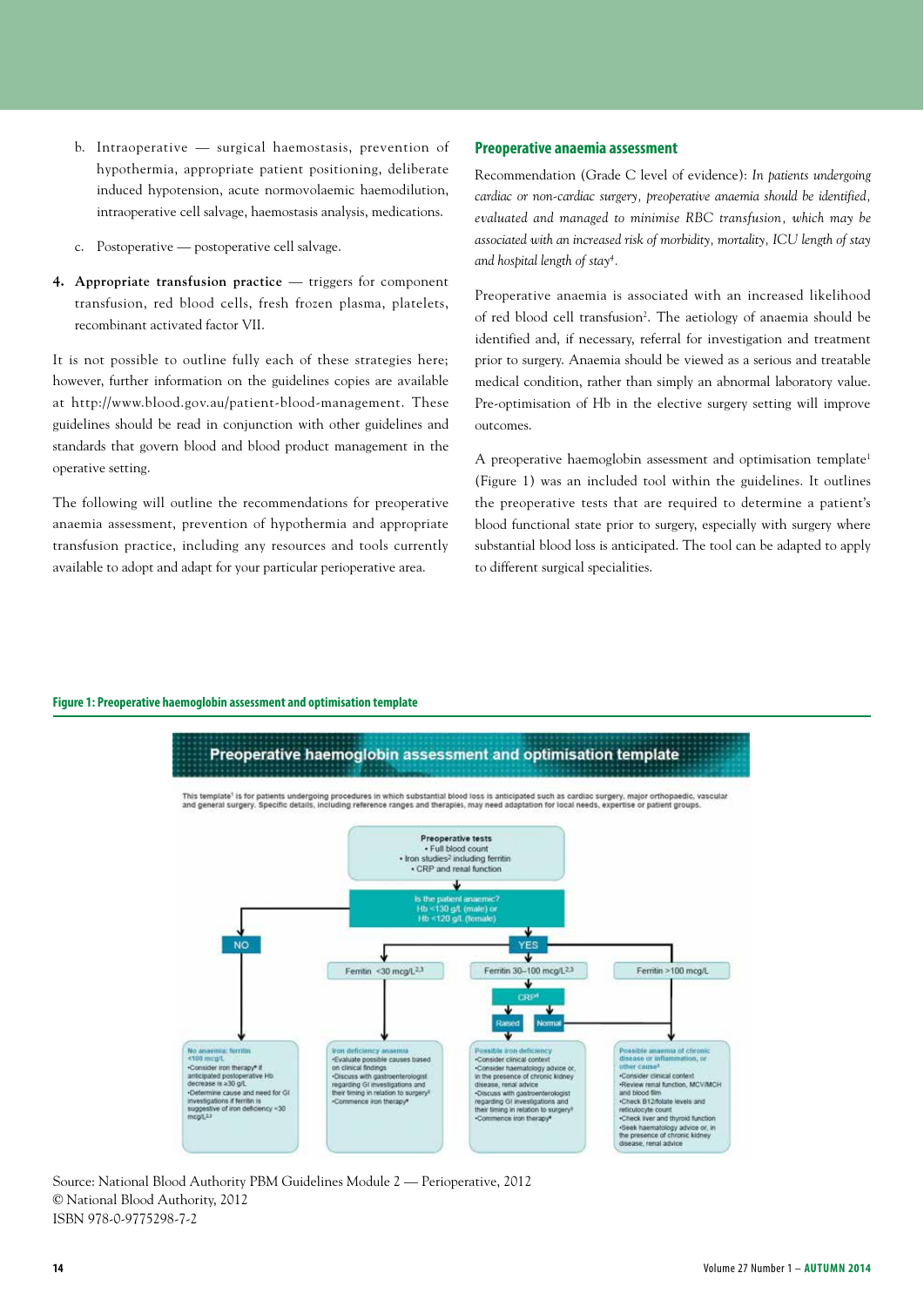b. Intraoperative — surgical haemostasis, prevention of hypothermia, appropriate patient positioning, deliberate induced hypotension, acute normovolaemic haemodilution, intraoperative cell salvage, haemostasis analysis, medications.

c. Postoperative — postoperative cell salvage.

4. **Appropriate transfusion practice** — triggers for component transfusion, red blood cells, fresh frozen plasma, platelets, recombinant activated factor VII.

It is not possible to outline fully each of these strategies here; however, further information on the guidelines copies are available at http://www.blood.gov.au/patient-blood-management. These guidelines should be read in conjunction with other guidelines and standards that govern blood and blood product management in the operative setting.

The following will outline the recommendations for preoperative anaemia assessment, prevention of hypothermia and appropriate transfusion practice, including any resources and tools currently available to adopt and adapt for your particular perioperative area.

## Preoperative anaemia assessment

Recommendation (Grade C level of evidence): *In patients undergoing cardiac or non-cardiac surgery, preoperative anaemia should be identified, evaluated and managed to minimise RBC transfusion, which may be associated with an increased risk of morbidity, mortality, ICU length of stay and hospital length of stay*[4].

Preoperative anaemia is associated with an increased likelihood of red blood cell transfusion[2]. The aetiology of anaemia should be identified and, if necessary, referral for investigation and treatment prior to surgery. Anaemia should be viewed as a serious and treatable medical condition, rather than simply an abnormal laboratory value. Pre-optimisation of Hb in the elective surgery setting will improve outcomes.

A preoperative haemoglobin assessment and optimisation template[1] (Figure 1) was an included tool within the guidelines. It outlines the preoperative tests that are required to determine a patient's blood functional state prior to surgery, especially with surgery where substantial blood loss is anticipated. The tool can be adapted to apply to different surgical specialities.

**Figure 1: Preoperative haemoglobin assessment and optimisation template**

Source: National Blood Authority PBM Guidelines Module 2 — Perioperative, 2012
© National Blood Authority, 2012
ISBN 978-0-9775298-7-2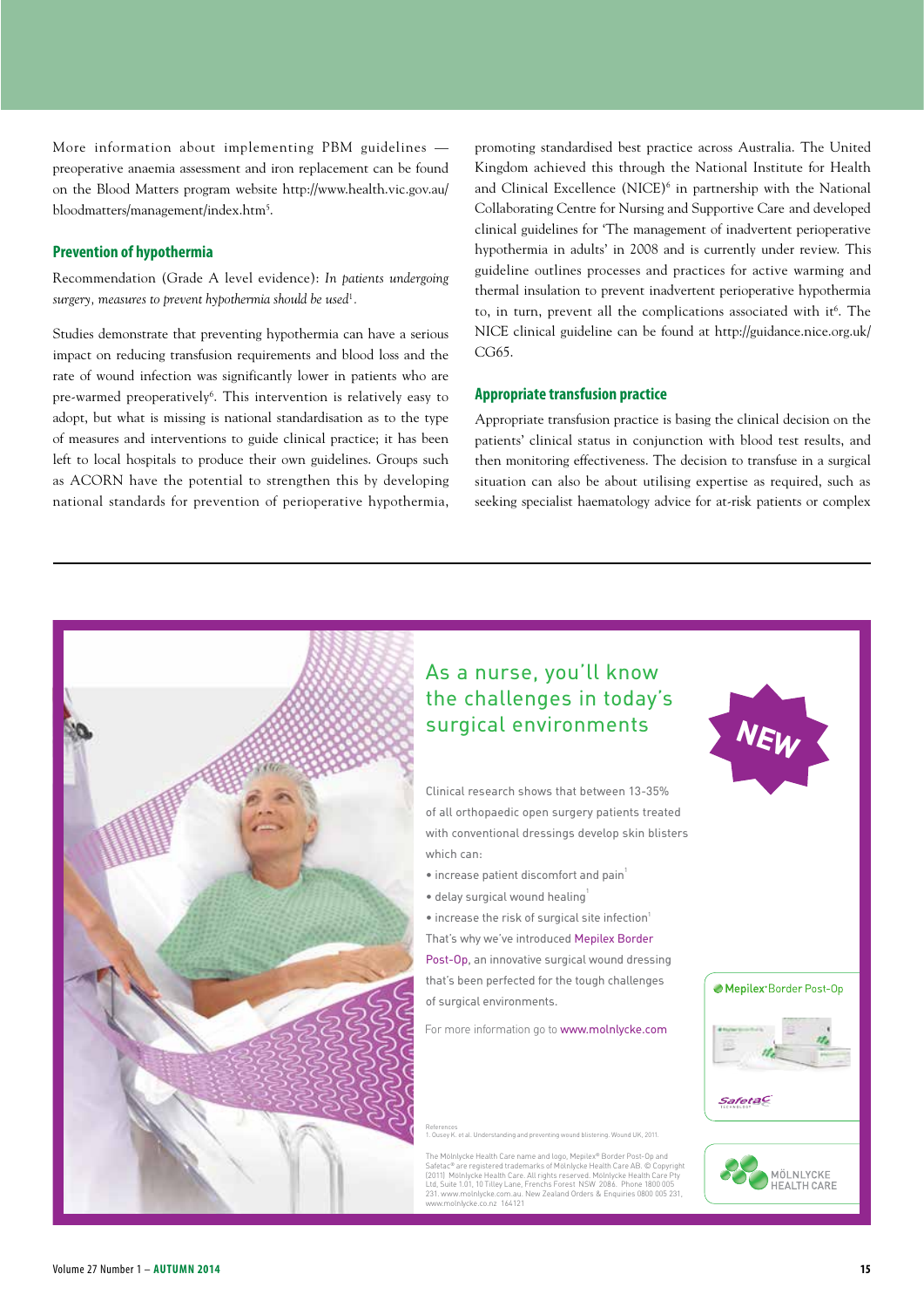More information about implementing PBM guidelines — preoperative anaemia assessment and iron replacement can be found on the Blood Matters program website http://www.health.vic.gov.au/bloodmatters/management/index.htm[5].

## Prevention of hypothermia

Recommendation (Grade A level evidence): *In patients undergoing surgery, measures to prevent hypothermia should be used*[1].

Studies demonstrate that preventing hypothermia can have a serious impact on reducing transfusion requirements and blood loss and the rate of wound infection was significantly lower in patients who are pre-warmed preoperatively[6]. This intervention is relatively easy to adopt, but what is missing is national standardisation as to the type of measures and interventions to guide clinical practice; it has been left to local hospitals to produce their own guidelines. Groups such as ACORN have the potential to strengthen this by developing national standards for prevention of perioperative hypothermia, promoting standardised best practice across Australia. The United Kingdom achieved this through the National Institute for Health and Clinical Excellence (NICE)[6] in partnership with the National Collaborating Centre for Nursing and Supportive Care and developed clinical guidelines for 'The management of inadvertent perioperative hypothermia in adults' in 2008 and is currently under review. This guideline outlines processes and practices for active warming and thermal insulation to prevent inadvertent perioperative hypothermia to, in turn, prevent all the complications associated with it[6]. The NICE clinical guideline can be found at http://guidance.nice.org.uk/CG65.

## Appropriate transfusion practice

Appropriate transfusion practice is basing the clinical decision on the patients' clinical status in conjunction with blood test results, and then monitoring effectiveness. The decision to transfuse in a surgical situation can also be about utilising expertise as required, such as seeking specialist haematology advice for at-risk patients or complex

---

As a nurse, you'll know the challenges in today's surgical environments

NEW

Clinical research shows that between 13-35% of all orthopaedic open surgery patients treated with conventional dressings develop skin blisters which can:

- increase patient discomfort and pain[1]
- delay surgical wound healing[1]
- increase the risk of surgical site infection[1]

That's why we've introduced Mepilex Border Post-Op, an innovative surgical wound dressing that's been perfected for the tough challenges of surgical environments.

For more information go to www.molnlycke.com

Mepilex Border Post-Op

Safetac

References
1. Ousey K. et al. Understanding and preventing wound blistering. Wound UK, 2011.

The Mölnlycke Health Care name and logo, Mepilex® Border Post-Op and Safetac® are registered trademarks of Mölnlycke Health Care AB. © Copyright (2011) Mölnlycke Health Care. All rights reserved. Mölnlycke Health Care Pty Ltd, Suite 1.01, 10 Tilley Lane, Frenchs Forest NSW 2086. Phone 1800 005 231. www.molnlycke.com.au. New Zealand Orders & Enquiries 0800 005 231, www.molnlycke.co.nz 164121

MÖLNLYCKE HEALTH CARE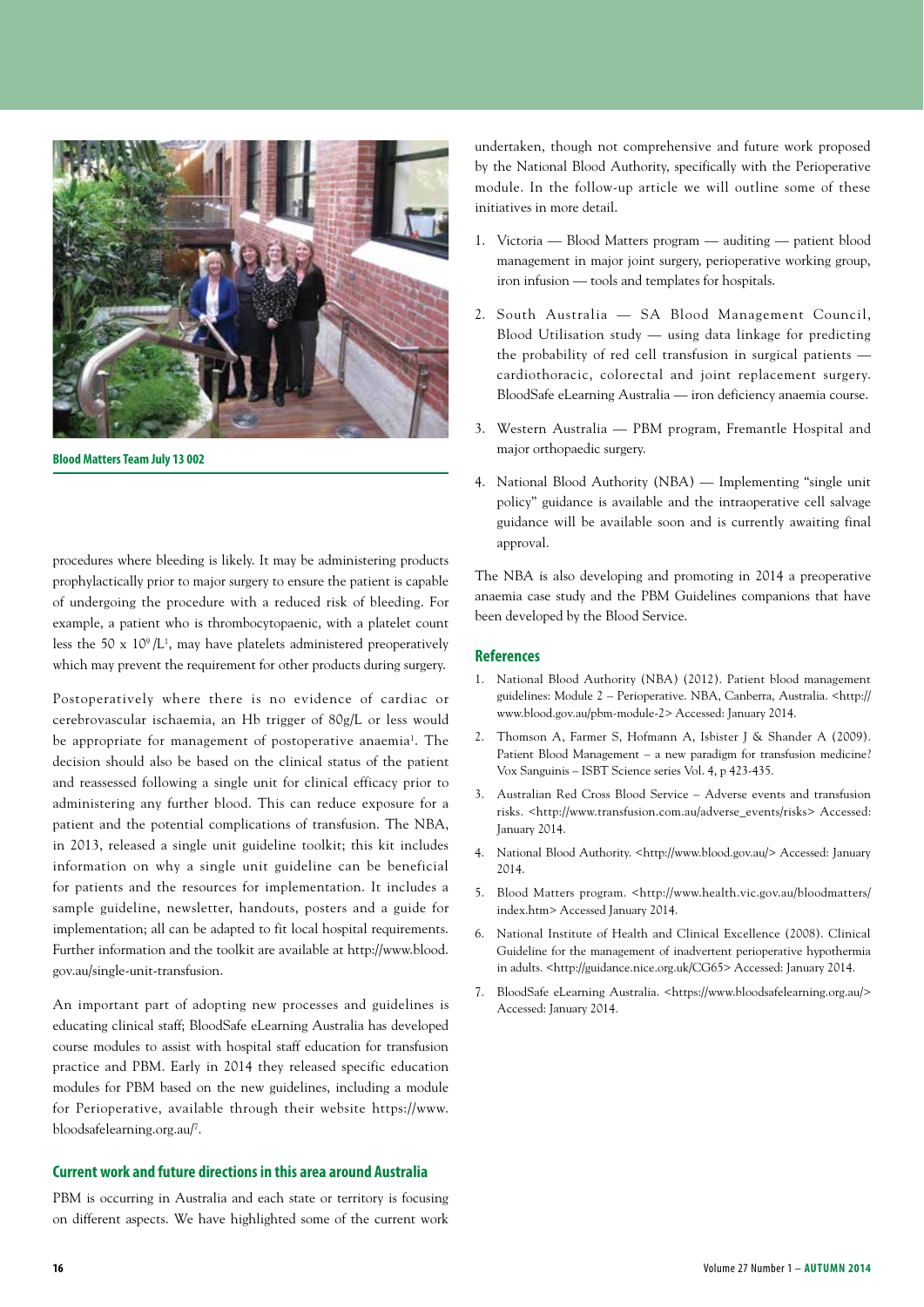Blood Matters Team July 13 002

procedures where bleeding is likely. It may be administering products prophylactically prior to major surgery to ensure the patient is capable of undergoing the procedure with a reduced risk of bleeding. For example, a patient who is thrombocytopaenic, with a platelet count less the 50 x $10^9$/L[1], may have platelets administered preoperatively which may prevent the requirement for other products during surgery.

Postoperatively where there is no evidence of cardiac or cerebrovascular ischaemia, an Hb trigger of 80g/L or less would be appropriate for management of postoperative anaemia[1]. The decision should also be based on the clinical status of the patient and reassessed following a single unit for clinical efficacy prior to administering any further blood. This can reduce exposure for a patient and the potential complications of transfusion. The NBA, in 2013, released a single unit guideline toolkit; this kit includes information on why a single unit guideline can be beneficial for patients and the resources for implementation. It includes a sample guideline, newsletter, handouts, posters and a guide for implementation; all can be adapted to fit local hospital requirements. Further information and the toolkit are available at http://www.blood.gov.au/single-unit-transfusion.

An important part of adopting new processes and guidelines is educating clinical staff; BloodSafe eLearning Australia has developed course modules to assist with hospital staff education for transfusion practice and PBM. Early in 2014 they released specific education modules for PBM based on the new guidelines, including a module for Perioperative, available through their website https://www.bloodsafelearning.org.au/[7].

## Current work and future directions in this area around Australia

PBM is occurring in Australia and each state or territory is focusing on different aspects. We have highlighted some of the current work undertaken, though not comprehensive and future work proposed by the National Blood Authority, specifically with the Perioperative module. In the follow-up article we will outline some of these initiatives in more detail.

1. Victoria — Blood Matters program — auditing — patient blood management in major joint surgery, perioperative working group, iron infusion — tools and templates for hospitals.
2. South Australia — SA Blood Management Council, Blood Utilisation study — using data linkage for predicting the probability of red cell transfusion in surgical patients — cardiothoracic, colorectal and joint replacement surgery. BloodSafe eLearning Australia — iron deficiency anaemia course.
3. Western Australia — PBM program, Fremantle Hospital and major orthopaedic surgery.
4. National Blood Authority (NBA) — Implementing "single unit policy" guidance is available and the intraoperative cell salvage guidance will be available soon and is currently awaiting final approval.

The NBA is also developing and promoting in 2014 a preoperative anaemia case study and the PBM Guidelines companions that have been developed by the Blood Service.

## References

1. National Blood Authority (NBA) (2012). Patient blood management guidelines: Module 2 – Perioperative. NBA, Canberra, Australia. <http://www.blood.gov.au/pbm-module-2> Accessed: January 2014.
2. Thomson A, Farmer S, Hofmann A, Isbister J & Shander A (2009). Patient Blood Management – a new paradigm for transfusion medicine? Vox Sanguinis – ISBT Science series Vol. 4, p 423-435.
3. Australian Red Cross Blood Service – Adverse events and transfusion risks. <http://www.transfusion.com.au/adverse_events/risks> Accessed: January 2014.
4. National Blood Authority. <http://www.blood.gov.au/> Accessed: January 2014.
5. Blood Matters program. <http://www.health.vic.gov.au/bloodmatters/index.htm> Accessed January 2014.
6. National Institute of Health and Clinical Excellence (2008). Clinical Guideline for the management of inadvertent perioperative hypothermia in adults. <http://guidance.nice.org.uk/CG65> Accessed: January 2014.
7. BloodSafe eLearning Australia. <https://www.bloodsafelearning.org.au/> Accessed: January 2014.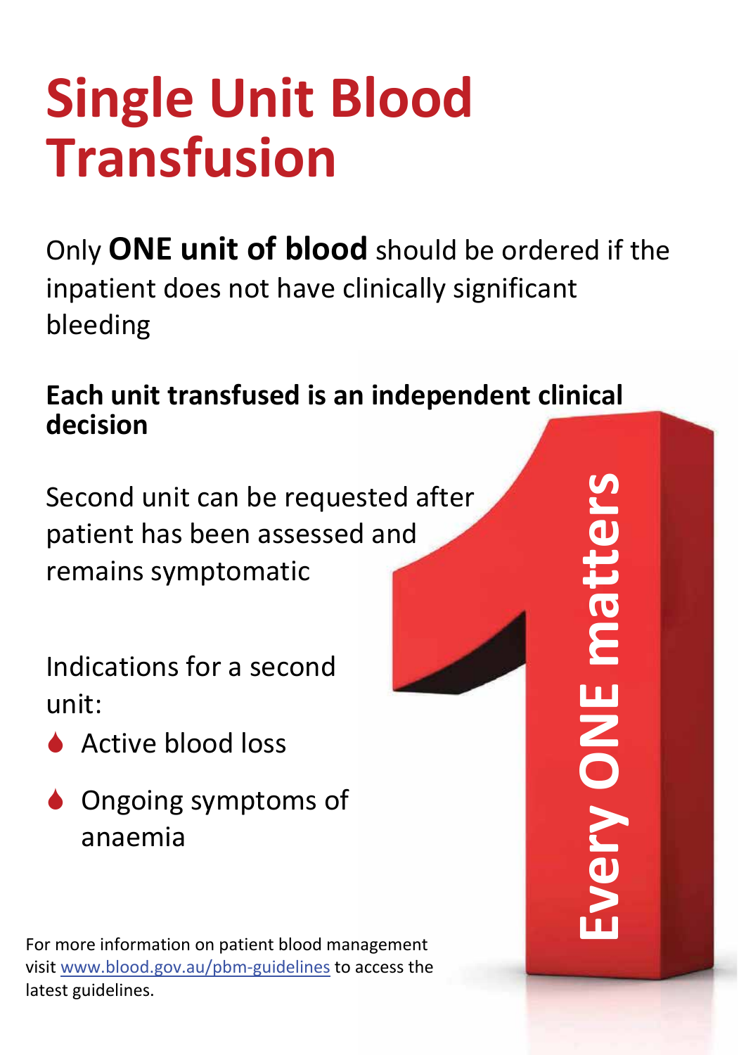# Single Unit Blood Transfusion

Only **ONE unit of blood** should be ordered if the inpatient does not have clinically significant bleeding

**Each unit transfused is an independent clinical decision**

Second unit can be requested after patient has been assessed and remains symptomatic

Indications for a second unit:

- Active blood loss
- Ongoing symptoms of anaemia

Every ONE matters

For more information on patient blood management visit www.blood.gov.au/pbm-guidelines to access the latest guidelines.